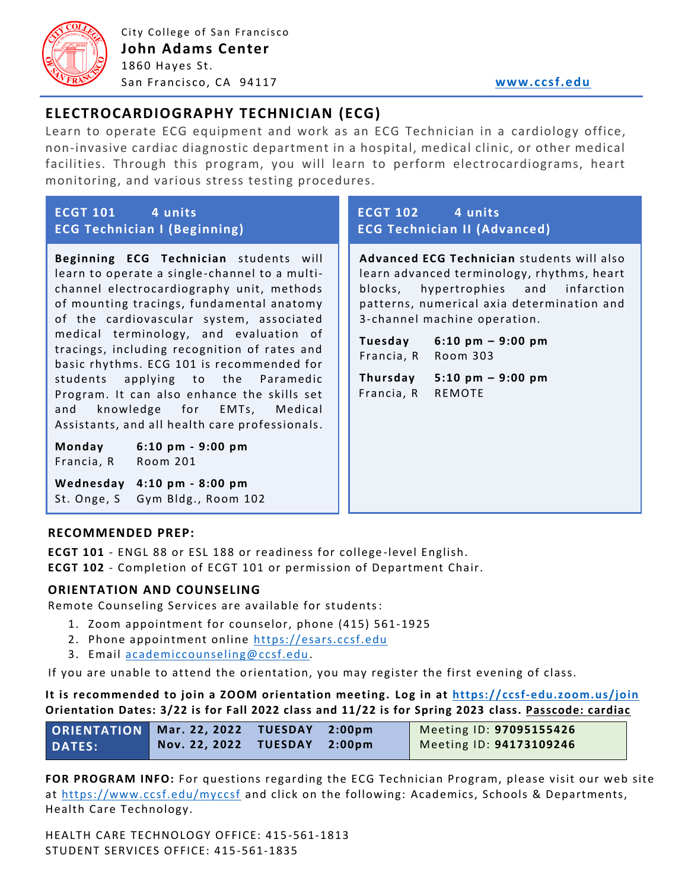City College of San Francisco
**John Adams Center**
1860 Hayes St.
San Francisco, CA 94117

**www.ccsf.edu**

## ELECTROCARDIOGRAPHY TECHNICIAN (ECG)

Learn to operate ECG equipment and work as an ECG Technician in a cardiology office, non-invasive cardiac diagnostic department in a hospital, medical clinic, or other medical facilities. Through this program, you will learn to perform electrocardiograms, heart monitoring, and various stress testing procedures.

### ECGT 101 4 units
### ECG Technician I (Beginning)

**Beginning ECG Technician** students will learn to operate a single-channel to a multi-channel electrocardiography unit, methods of mounting tracings, fundamental anatomy of the cardiovascular system, associated medical terminology, and evaluation of tracings, including recognition of rates and basic rhythms. ECG 101 is recommended for students applying to the Paramedic Program. It can also enhance the skills set and knowledge for EMTs, Medical Assistants, and all health care professionals.

**Monday** **6:10 pm - 9:00 pm**
Francia, R Room 201

**Wednesday** **4:10 pm - 8:00 pm**
St. Onge, S Gym Bldg., Room 102

### ECGT 102 4 units
### ECG Technician II (Advanced)

**Advanced ECG Technician** students will also learn advanced terminology, rhythms, heart blocks, hypertrophies and infarction patterns, numerical axia determination and 3-channel machine operation.

**Tuesday** **6:10 pm – 9:00 pm**
Francia, R Room 303

**Thursday** **5:10 pm – 9:00 pm**
Francia, R REMOTE

### RECOMMENDED PREP:

**ECGT 101** - ENGL 88 or ESL 188 or readiness for college-level English.
**ECGT 102** - Completion of ECGT 101 or permission of Department Chair.

### ORIENTATION AND COUNSELING

Remote Counseling Services are available for students:

1. Zoom appointment for counselor, phone (415) 561-1925
2. Phone appointment online https://esars.ccsf.edu
3. Email academiccounseling@ccsf.edu.

If you are unable to attend the orientation, you may register the first evening of class.

**It is recommended to join a ZOOM orientation meeting. Log in at https://ccsf-edu.zoom.us/join**
**Orientation Dates: 3/22 is for Fall 2022 class and 11/22 is for Spring 2023 class. Passcode: cardiac**

| ORIENTATION DATES: | Date | Day | Time | Meeting ID |
|---|---|---|---|---|
| | Mar. 22, 2022 | TUESDAY | 2:00pm | Meeting ID: **97095155426** |
| | Nov. 22, 2022 | TUESDAY | 2:00pm | Meeting ID: **94173109246** |

**FOR PROGRAM INFO:** For questions regarding the ECG Technician Program, please visit our web site at https://www.ccsf.edu/myccsf and click on the following: Academics, Schools & Departments, Health Care Technology.

HEALTH CARE TECHNOLOGY OFFICE: 415-561-1813
STUDENT SERVICES OFFICE: 415-561-1835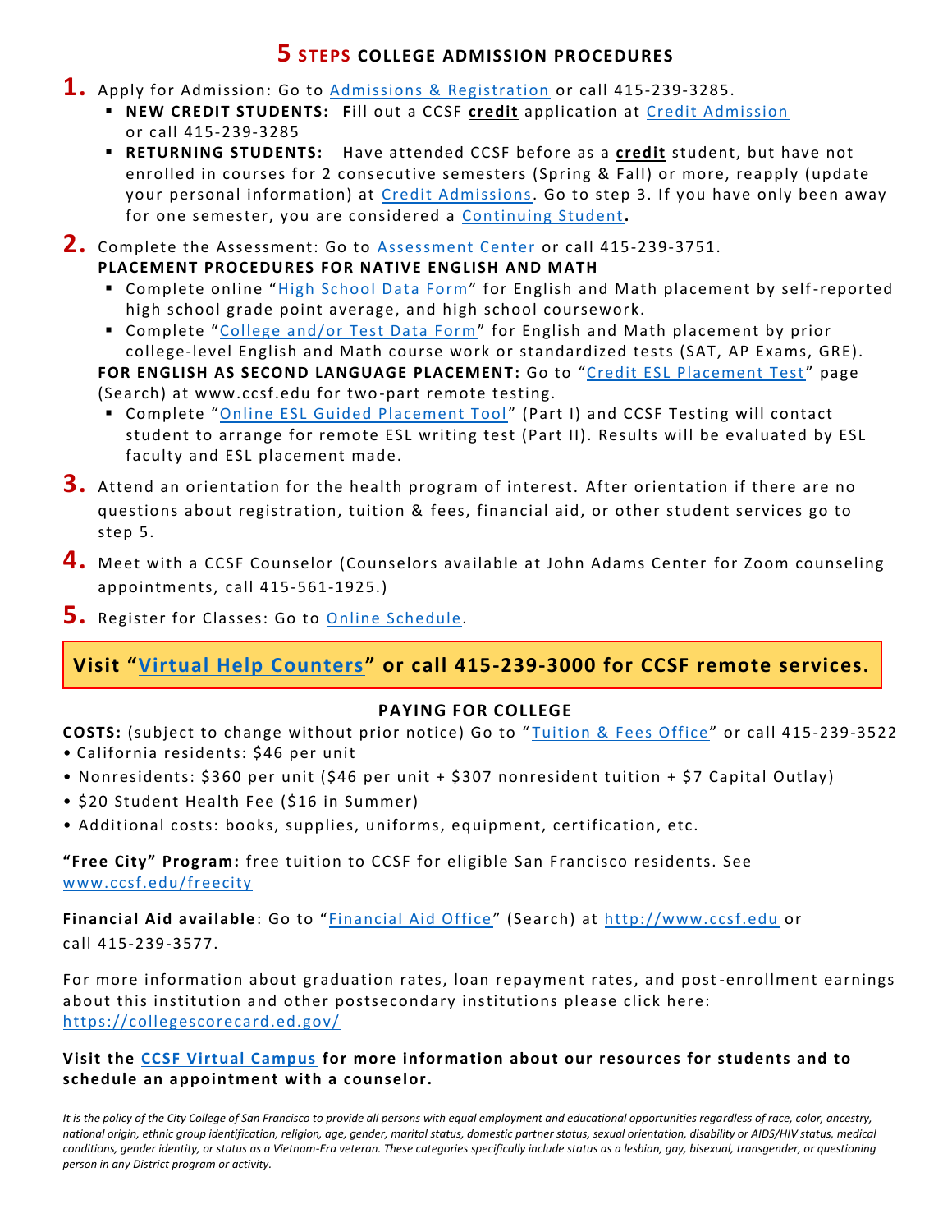# 5 STEPS COLLEGE ADMISSION PROCEDURES

**1.** Apply for Admission: Go to Admissions & Registration or call 415-239-3285.

- **NEW CREDIT STUDENTS: F**ill out a CCSF **credit** application at Credit Admission or call 415-239-3285
- **RETURNING STUDENTS:** Have attended CCSF before as a **credit** student, but have not enrolled in courses for 2 consecutive semesters (Spring & Fall) or more, reapply (update your personal information) at Credit Admissions. Go to step 3. If you have only been away for one semester, you are considered a Continuing Student**.**

**2.** Complete the Assessment: Go to Assessment Center or call 415-239-3751.

**PLACEMENT PROCEDURES FOR NATIVE ENGLISH AND MATH**

- Complete online "High School Data Form" for English and Math placement by self-reported high school grade point average, and high school coursework.
- Complete "College and/or Test Data Form" for English and Math placement by prior college-level English and Math course work or standardized tests (SAT, AP Exams, GRE).

**FOR ENGLISH AS SECOND LANGUAGE PLACEMENT:** Go to "Credit ESL Placement Test" page (Search) at www.ccsf.edu for two-part remote testing.

- Complete "Online ESL Guided Placement Tool" (Part I) and CCSF Testing will contact student to arrange for remote ESL writing test (Part II). Results will be evaluated by ESL faculty and ESL placement made.

**3.** Attend an orientation for the health program of interest. After orientation if there are no questions about registration, tuition & fees, financial aid, or other student services go to step 5.

**4.** Meet with a CCSF Counselor (Counselors available at John Adams Center for Zoom counseling appointments, call 415-561-1925.)

**5.** Register for Classes: Go to Online Schedule.

**Visit "Virtual Help Counters" or call 415-239-3000 for CCSF remote services.**

## PAYING FOR COLLEGE

**COSTS:** (subject to change without prior notice) Go to "Tuition & Fees Office" or call 415-239-3522

- California residents: $46 per unit
- Nonresidents: $360 per unit ($46 per unit + $307 nonresident tuition + $7 Capital Outlay)
- $20 Student Health Fee ($16 in Summer)
- Additional costs: books, supplies, uniforms, equipment, certification, etc.

**"Free City" Program:** free tuition to CCSF for eligible San Francisco residents. See www.ccsf.edu/freecity

**Financial Aid available**: Go to "Financial Aid Office" (Search) at http://www.ccsf.edu or call 415-239-3577.

For more information about graduation rates, loan repayment rates, and post-enrollment earnings about this institution and other postsecondary institutions please click here: https://collegescorecard.ed.gov/

**Visit the CCSF Virtual Campus for more information about our resources for students and to schedule an appointment with a counselor.**

*It is the policy of the City College of San Francisco to provide all persons with equal employment and educational opportunities regardless of race, color, ancestry, national origin, ethnic group identification, religion, age, gender, marital status, domestic partner status, sexual orientation, disability or AIDS/HIV status, medical conditions, gender identity, or status as a Vietnam-Era veteran. These categories specifically include status as a lesbian, gay, bisexual, transgender, or questioning person in any District program or activity.*